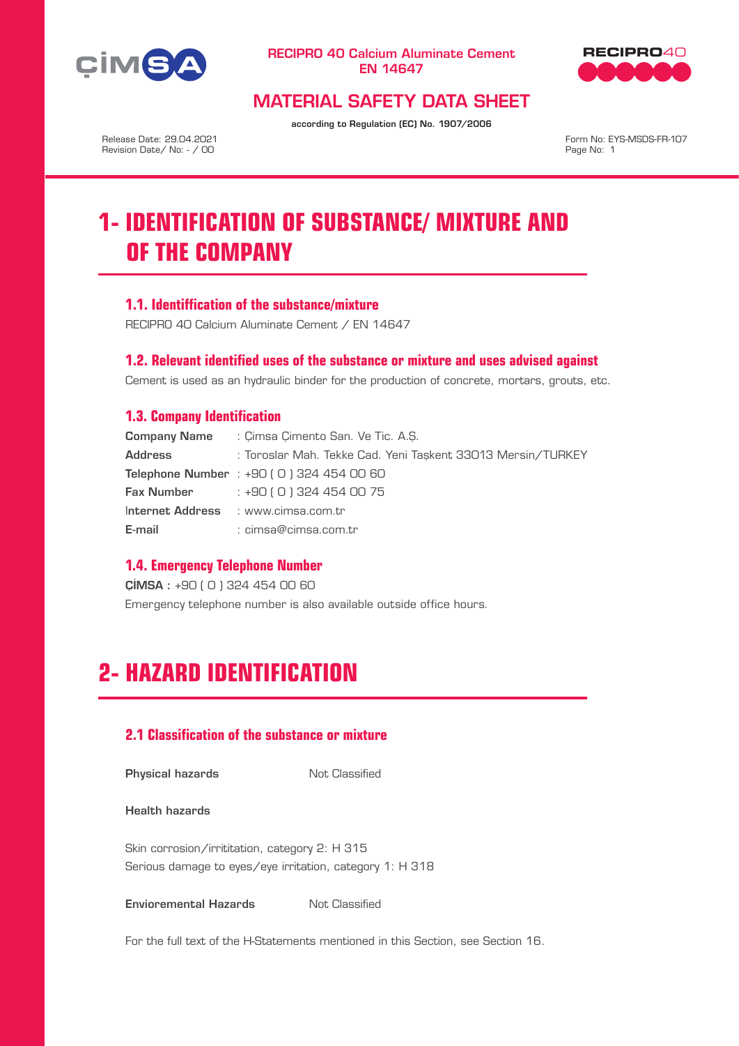RECIPRO 40 Calcium Aluminate Cement
EN 14647

RECIPRO40

# MATERIAL SAFETY DATA SHEET

according to Regulation (EC) No. 1907/2006

Release Date: 29.04.2021
Revision Date/ No: - / 00

Form No: EYS-MSDS-FR-107
Page No: 1

# 1- IDENTIFICATION OF SUBSTANCE/ MIXTURE AND OF THE COMPANY

### 1.1. Identiffication of the substance/mixture

RECIPRO 40 Calcium Aluminate Cement / EN 14647

### 1.2. Relevant identified uses of the substance or mixture and uses advised against

Cement is used as an hydraulic binder for the production of concrete, mortars, grouts, etc.

### 1.3. Company Identification

| | |
|---|---|
| **Company Name** | : Çimsa Çimento San. Ve Tic. A.Ş. |
| **Address** | : Toroslar Mah. Tekke Cad. Yeni Taşkent 33013 Mersin/TURKEY |
| **Telephone Number** | : +90 ( 0 ) 324 454 00 60 |
| **Fax Number** | : +90 ( 0 ) 324 454 00 75 |
| **Internet Address** | : www.cimsa.com.tr |
| **E-mail** | : cimsa@cimsa.com.tr |

### 1.4. Emergency Telephone Number

**ÇİMSA :** +90 ( 0 ) 324 454 00 60
Emergency telephone number is also available outside office hours.

# 2- HAZARD IDENTIFICATION

### 2.1 Classification of the substance or mixture

**Physical hazards** Not Classified

**Health hazards**

Skin corrosion/irrititation, category 2: H 315
Serious damage to eyes/eye irritation, category 1: H 318

**Envioremental Hazards** Not Classified

For the full text of the H-Statements mentioned in this Section, see Section 16.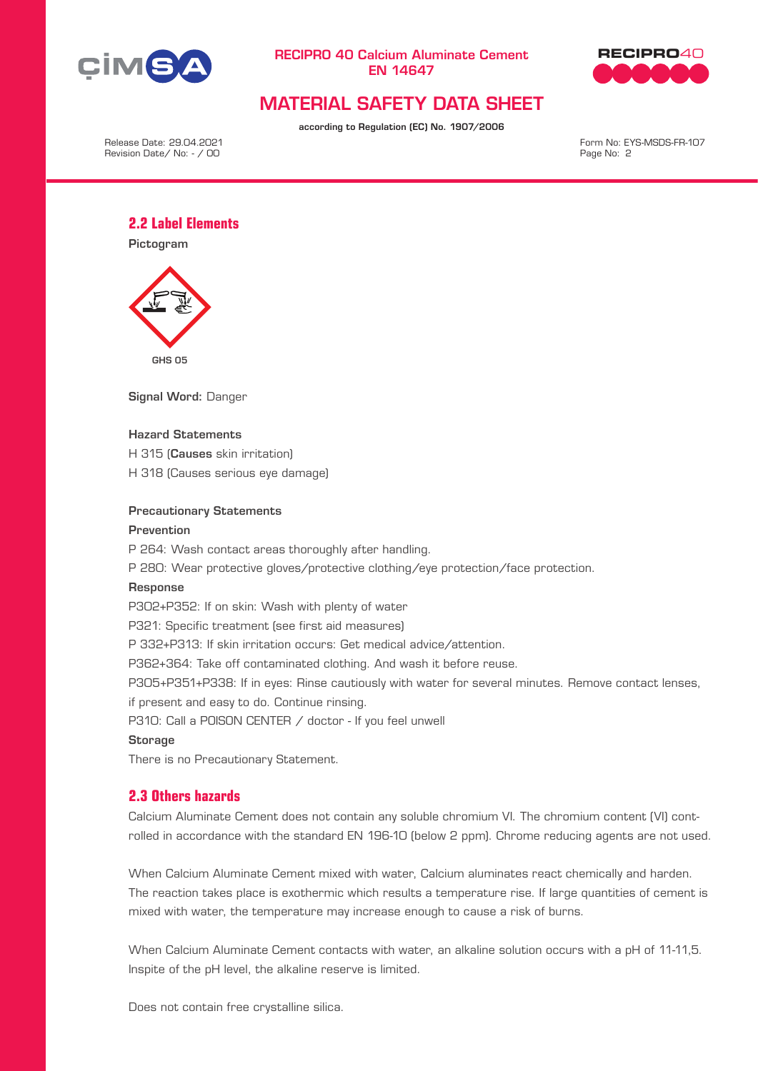## 2.2 Label Elements

**Pictogram**

GHS 05

**Signal Word:** Danger

**Hazard Statements**

H 315 (**Causes** skin irritation)

H 318 (Causes serious eye damage)

**Precautionary Statements**

**Prevention**

P 264: Wash contact areas thoroughly after handling.

P 280: Wear protective gloves/protective clothing/eye protection/face protection.

**Response**

P302+P352: If on skin: Wash with plenty of water

P321: Specific treatment (see first aid measures)

P 332+P313: If skin irritation occurs: Get medical advice/attention.

P362+364: Take off contaminated clothing. And wash it before reuse.

P305+P351+P338: If in eyes: Rinse cautiously with water for several minutes. Remove contact lenses, if present and easy to do. Continue rinsing.

P310: Call a POISON CENTER / doctor - If you feel unwell

**Storage**

There is no Precautionary Statement.

## 2.3 Others hazards

Calcium Aluminate Cement does not contain any soluble chromium VI. The chromium content (VI) controlled in accordance with the standard EN 196-10 (below 2 ppm). Chrome reducing agents are not used.

When Calcium Aluminate Cement mixed with water, Calcium aluminates react chemically and harden. The reaction takes place is exothermic which results a temperature rise. If large quantities of cement is mixed with water, the temperature may increase enough to cause a risk of burns.

When Calcium Aluminate Cement contacts with water, an alkaline solution occurs with a pH of 11-11,5. Inspite of the pH level, the alkaline reserve is limited.

Does not contain free crystalline silica.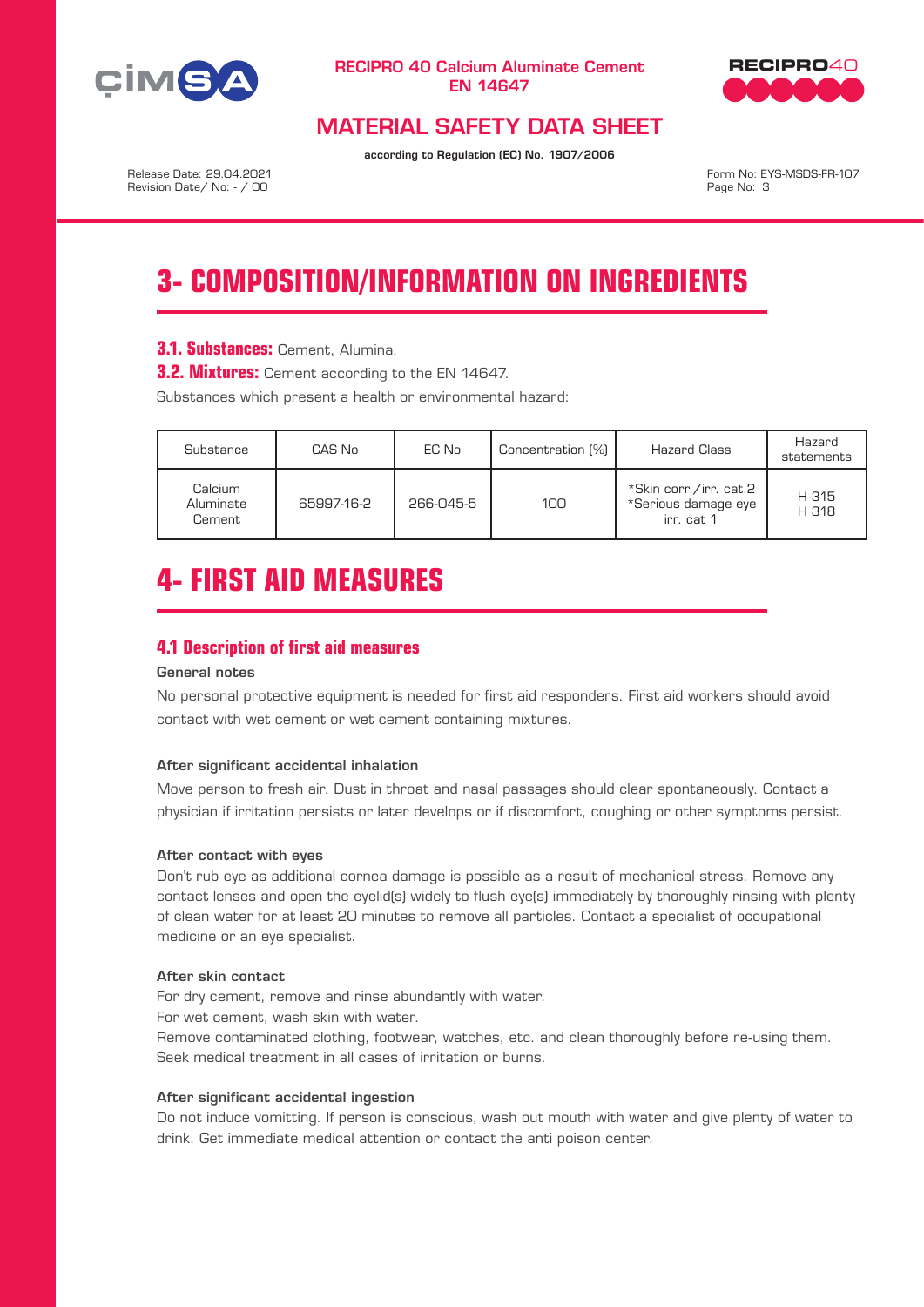# 3- COMPOSITION/INFORMATION ON INGREDIENTS

**3.1. Substances:** Cement, Alumina.

**3.2. Mixtures:** Cement according to the EN 14647.

Substances which present a health or environmental hazard:

| Substance | CAS No | EC No | Concentration (%) | Hazard Class | Hazard statements |
|---|---|---|---|---|---|
| Calcium Aluminate Cement | 65997-16-2 | 266-045-5 | 100 | *Skin corr./irr. cat.2 *Serious damage eye irr. cat 1 | H 315 H 318 |

# 4- FIRST AID MEASURES

## 4.1 Description of first aid measures

**General notes**

No personal protective equipment is needed for first aid responders. First aid workers should avoid contact with wet cement or wet cement containing mixtures.

**After significant accidental inhalation**

Move person to fresh air. Dust in throat and nasal passages should clear spontaneously. Contact a physician if irritation persists or later develops or if discomfort, coughing or other symptoms persist.

**After contact with eyes**

Don't rub eye as additional cornea damage is possible as a result of mechanical stress. Remove any contact lenses and open the eyelid(s) widely to flush eye(s) immediately by thoroughly rinsing with plenty of clean water for at least 20 minutes to remove all particles. Contact a specialist of occupational medicine or an eye specialist.

**After skin contact**

For dry cement, remove and rinse abundantly with water.
For wet cement, wash skin with water.
Remove contaminated clothing, footwear, watches, etc. and clean thoroughly before re-using them.
Seek medical treatment in all cases of irritation or burns.

**After significant accidental ingestion**

Do not induce vomitting. If person is conscious, wash out mouth with water and give plenty of water to drink. Get immediate medical attention or contact the anti poison center.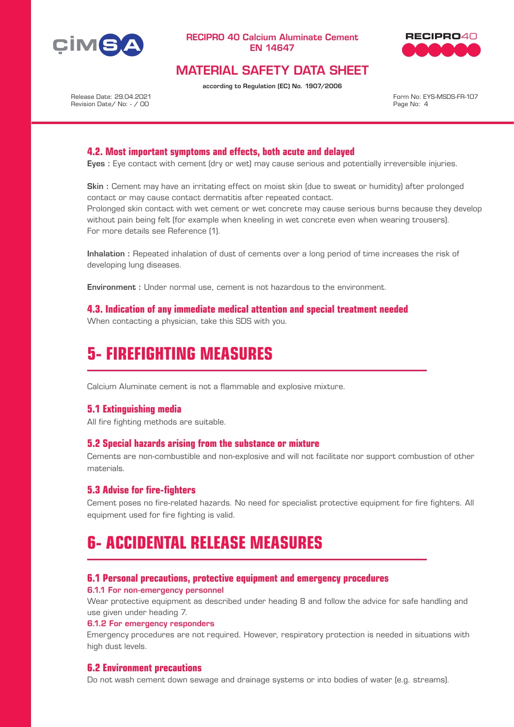### 4.2. Most important symptoms and effects, both acute and delayed

**Eyes :** Eye contact with cement (dry or wet) may cause serious and potentially irreversible injuries.

**Skin :** Cement may have an irritating effect on moist skin (due to sweat or humidity) after prolonged contact or may cause contact dermatitis after repeated contact.
Prolonged skin contact with wet cement or wet concrete may cause serious burns because they develop without pain being felt (for example when kneeling in wet concrete even when wearing trousers).
For more details see Reference (1).

**Inhalation :** Repeated inhalation of dust of cements over a long period of time increases the risk of developing lung diseases.

**Environment :** Under normal use, cement is not hazardous to the environment.

### 4.3. Indication of any immediate medical attention and special treatment needed

When contacting a physician, take this SDS with you.

# 5- FIREFIGHTING MEASURES

Calcium Aluminate cement is not a flammable and explosive mixture.

### 5.1 Extinguishing media

All fire fighting methods are suitable.

### 5.2 Special hazards arising from the substance or mixture

Cements are non-combustible and non-explosive and will not facilitate nor support combustion of other materials.

### 5.3 Advise for fire-fighters

Cement poses no fire-related hazards. No need for specialist protective equipment for fire fighters. All equipment used for fire fighting is valid.

# 6- ACCIDENTAL RELEASE MEASURES

### 6.1 Personal precautions, protective equipment and emergency procedures

#### 6.1.1 For non-emergency personnel

Wear protective equipment as described under heading 8 and follow the advice for safe handling and use given under heading 7.

#### 6.1.2 For emergency responders

Emergency procedures are not required. However, respiratory protection is needed in situations with high dust levels.

### 6.2 Environment precautions

Do not wash cement down sewage and drainage systems or into bodies of water (e.g. streams).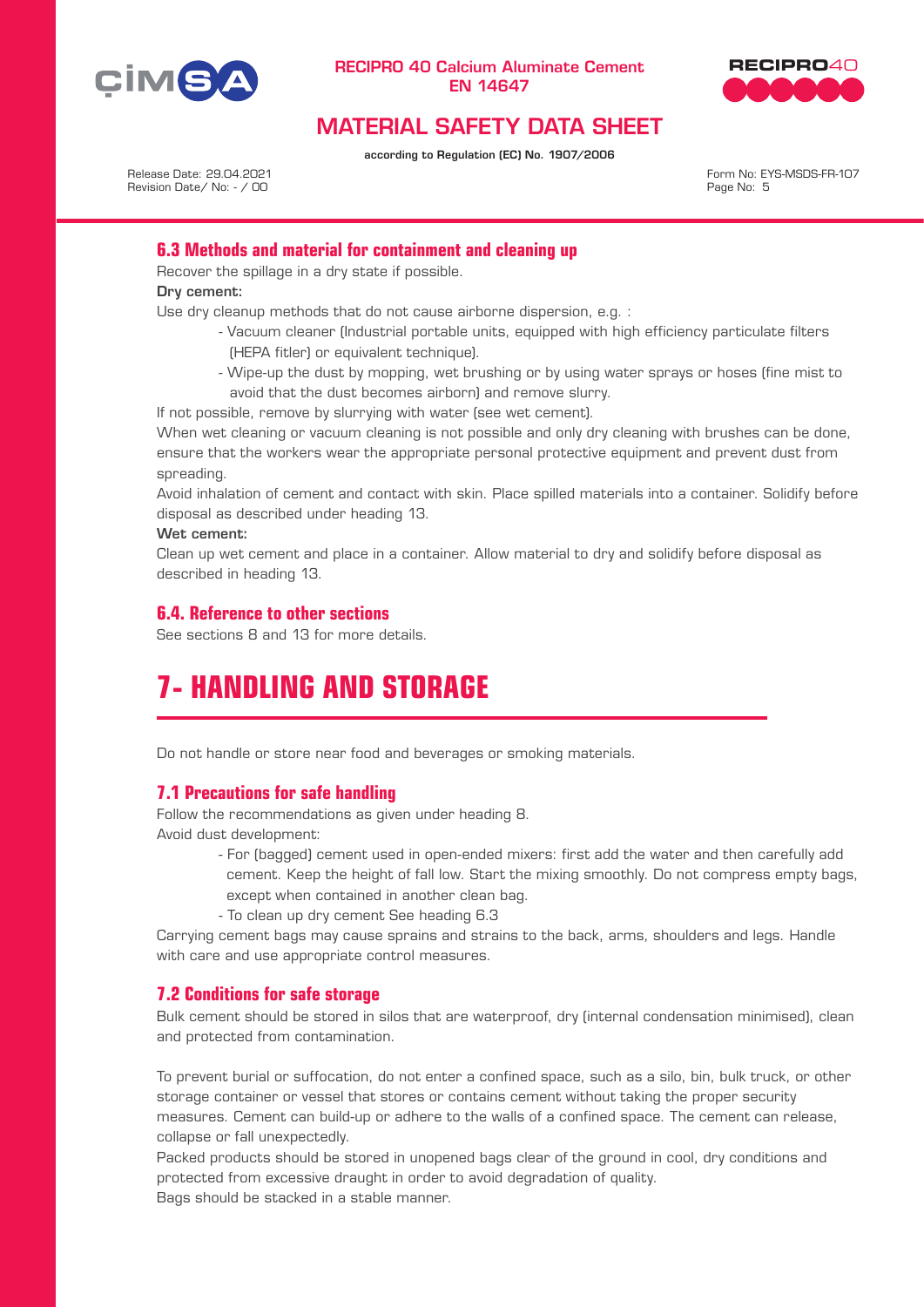### 6.3 Methods and material for containment and cleaning up

Recover the spillage in a dry state if possible.

**Dry cement:**

Use dry cleanup methods that do not cause airborne dispersion, e.g. :

- Vacuum cleaner (Industrial portable units, equipped with high efficiency particulate filters (HEPA fitler) or equivalent technique).
- Wipe-up the dust by mopping, wet brushing or by using water sprays or hoses (fine mist to avoid that the dust becomes airborn) and remove slurry.

If not possible, remove by slurrying with water (see wet cement).

When wet cleaning or vacuum cleaning is not possible and only dry cleaning with brushes can be done, ensure that the workers wear the appropriate personal protective equipment and prevent dust from spreading.

Avoid inhalation of cement and contact with skin. Place spilled materials into a container. Solidify before disposal as described under heading 13.

**Wet cement:**

Clean up wet cement and place in a container. Allow material to dry and solidify before disposal as described in heading 13.

### 6.4. Reference to other sections

See sections 8 and 13 for more details.

# 7- HANDLING AND STORAGE

Do not handle or store near food and beverages or smoking materials.

### 7.1 Precautions for safe handling

Follow the recommendations as given under heading 8.

Avoid dust development:

- For (bagged) cement used in open-ended mixers: first add the water and then carefully add cement. Keep the height of fall low. Start the mixing smoothly. Do not compress empty bags, except when contained in another clean bag.
- To clean up dry cement See heading 6.3

Carrying cement bags may cause sprains and strains to the back, arms, shoulders and legs. Handle with care and use appropriate control measures.

### 7.2 Conditions for safe storage

Bulk cement should be stored in silos that are waterproof, dry (internal condensation minimised), clean and protected from contamination.

To prevent burial or suffocation, do not enter a confined space, such as a silo, bin, bulk truck, or other storage container or vessel that stores or contains cement without taking the proper security measures. Cement can build-up or adhere to the walls of a confined space. The cement can release, collapse or fall unexpectedly.

Packed products should be stored in unopened bags clear of the ground in cool, dry conditions and protected from excessive draught in order to avoid degradation of quality.

Bags should be stacked in a stable manner.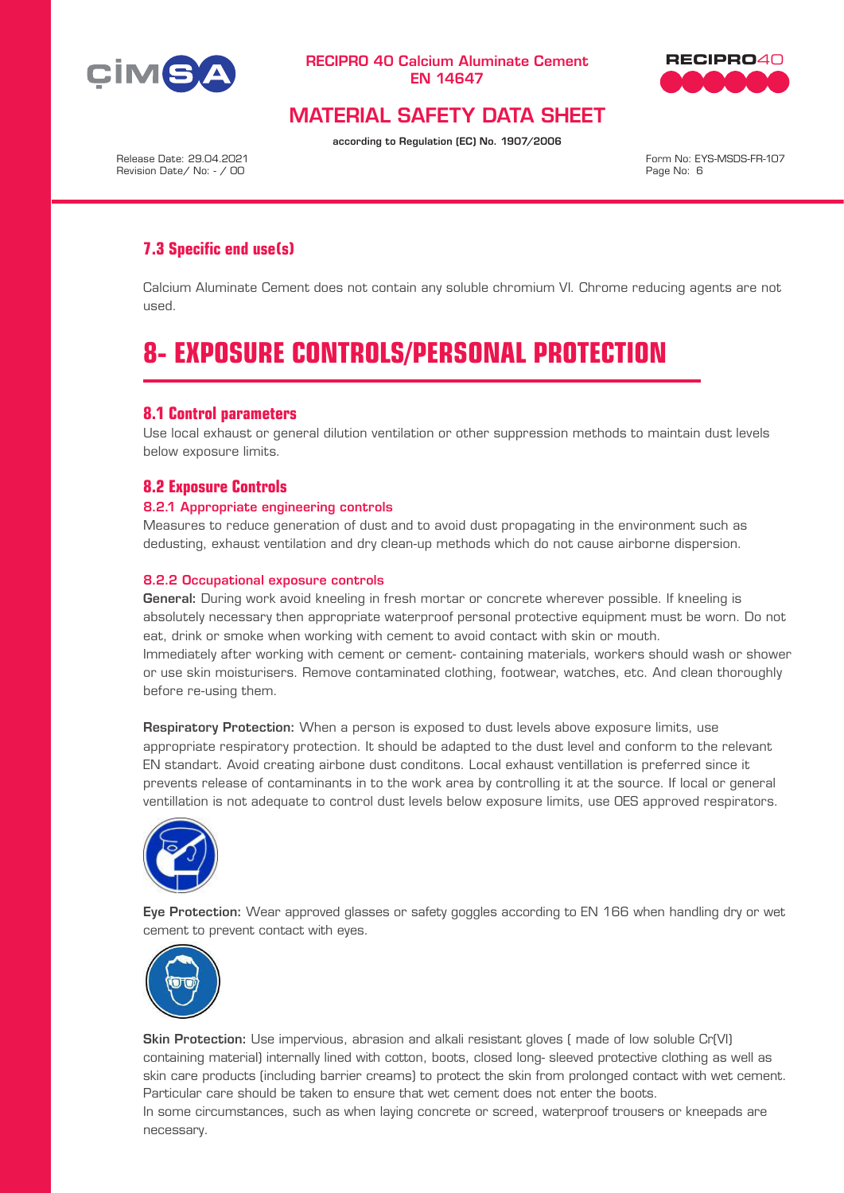### 7.3 Specific end use(s)

Calcium Aluminate Cement does not contain any soluble chromium VI. Chrome reducing agents are not used.

# 8- EXPOSURE CONTROLS/PERSONAL PROTECTION

### 8.1 Control parameters

Use local exhaust or general dilution ventilation or other suppression methods to maintain dust levels below exposure limits.

### 8.2 Exposure Controls

#### 8.2.1 Appropriate engineering controls

Measures to reduce generation of dust and to avoid dust propagating in the environment such as dedusting, exhaust ventilation and dry clean-up methods which do not cause airborne dispersion.

#### 8.2.2 Occupational exposure controls

**General:** During work avoid kneeling in fresh mortar or concrete wherever possible. If kneeling is absolutely necessary then appropriate waterproof personal protective equipment must be worn. Do not eat, drink or smoke when working with cement to avoid contact with skin or mouth.
Immediately after working with cement or cement- containing materials, workers should wash or shower or use skin moisturisers. Remove contaminated clothing, footwear, watches, etc. And clean thoroughly before re-using them.

**Respiratory Protection:** When a person is exposed to dust levels above exposure limits, use appropriate respiratory protection. It should be adapted to the dust level and conform to the relevant EN standart. Avoid creating airbone dust conditons. Local exhaust ventillation is preferred since it prevents release of contaminants in to the work area by controlling it at the source. If local or general ventillation is not adequate to control dust levels below exposure limits, use OES approved respirators.

**Eye Protection:** Wear approved glasses or safety goggles according to EN 166 when handling dry or wet cement to prevent contact with eyes.

**Skin Protection:** Use impervious, abrasion and alkali resistant gloves ( made of low soluble Cr(VI) containing material) internally lined with cotton, boots, closed long- sleeved protective clothing as well as skin care products (including barrier creams) to protect the skin from prolonged contact with wet cement. Particular care should be taken to ensure that wet cement does not enter the boots.
In some circumstances, such as when laying concrete or screed, waterproof trousers or kneepads are necessary.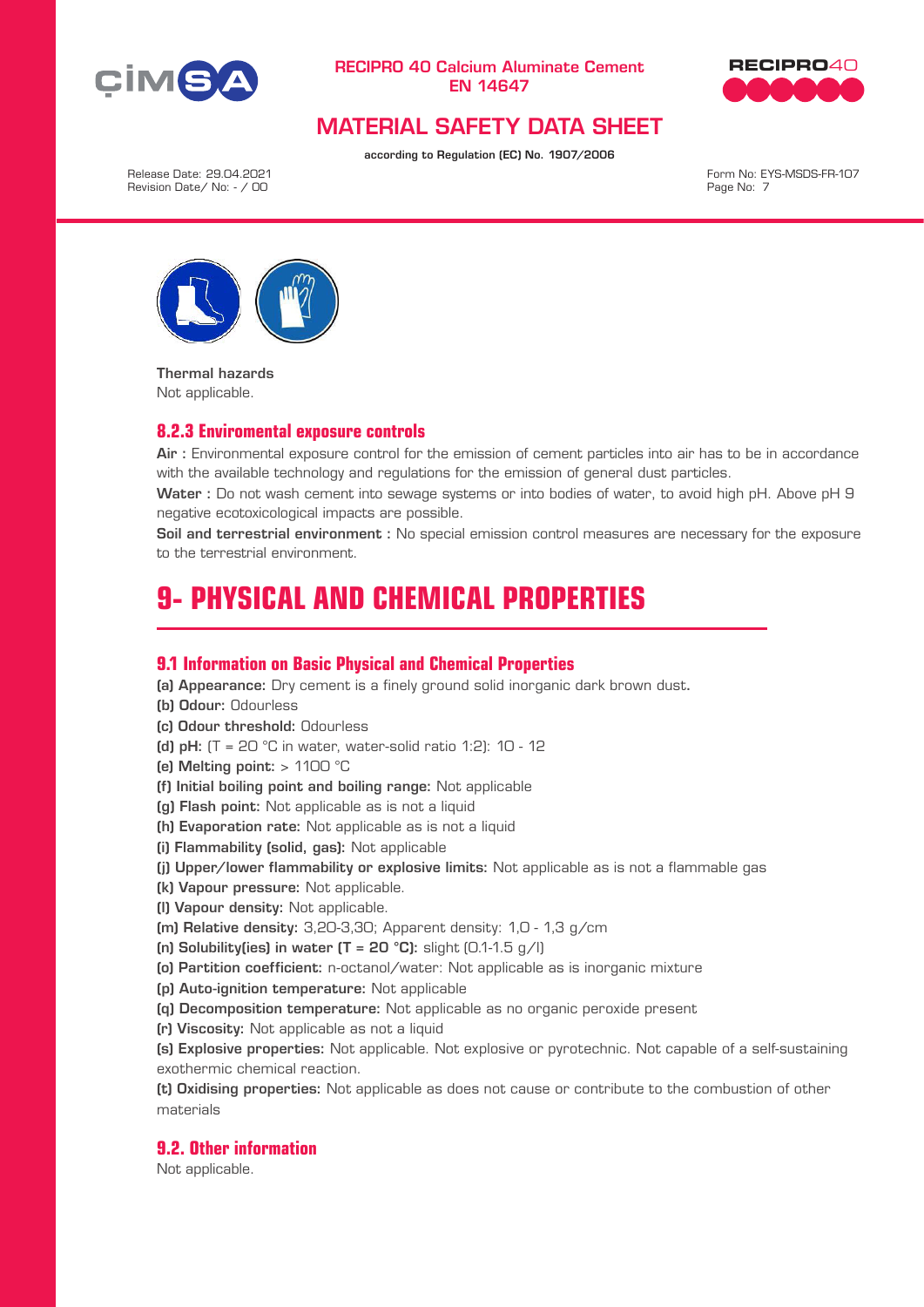Thermal hazards
Not applicable.

### 8.2.3 Enviromental exposure controls

**Air :** Environmental exposure control for the emission of cement particles into air has to be in accordance with the available technology and regulations for the emission of general dust particles.

**Water :** Do not wash cement into sewage systems or into bodies of water, to avoid high pH. Above pH 9 negative ecotoxicological impacts are possible.

**Soil and terrestrial environment :** No special emission control measures are necessary for the exposure to the terrestrial environment.

# 9- PHYSICAL AND CHEMICAL PROPERTIES

### 9.1 Information on Basic Physical and Chemical Properties

(a) **Appearance:** Dry cement is a finely ground solid inorganic dark brown dust.
(b) **Odour:** Odourless
(c) **Odour threshold:** Odourless
(d) **pH:** (T = 20 °C in water, water-solid ratio 1:2): 10 - 12
(e) **Melting point:** > 1100 °C
(f) **Initial boiling point and boiling range:** Not applicable
(g) **Flash point:** Not applicable as is not a liquid
(h) **Evaporation rate:** Not applicable as is not a liquid
(i) **Flammability (solid, gas):** Not applicable
(j) **Upper/lower flammability or explosive limits:** Not applicable as is not a flammable gas
(k) **Vapour pressure:** Not applicable.
(l) **Vapour density:** Not applicable.
(m) **Relative density:** 3,20-3,30; Apparent density: 1,0 - 1,3 g/cm
(n) **Solubility(ies) in water (T = 20 °C):** slight (0.1-1.5 g/l)
(o) **Partition coefficient:** n-octanol/water: Not applicable as is inorganic mixture
(p) **Auto-ignition temperature:** Not applicable
(q) **Decomposition temperature:** Not applicable as no organic peroxide present
(r) **Viscosity:** Not applicable as not a liquid
(s) **Explosive properties:** Not applicable. Not explosive or pyrotechnic. Not capable of a self-sustaining exothermic chemical reaction.
(t) **Oxidising properties:** Not applicable as does not cause or contribute to the combustion of other materials

### 9.2. Other information

Not applicable.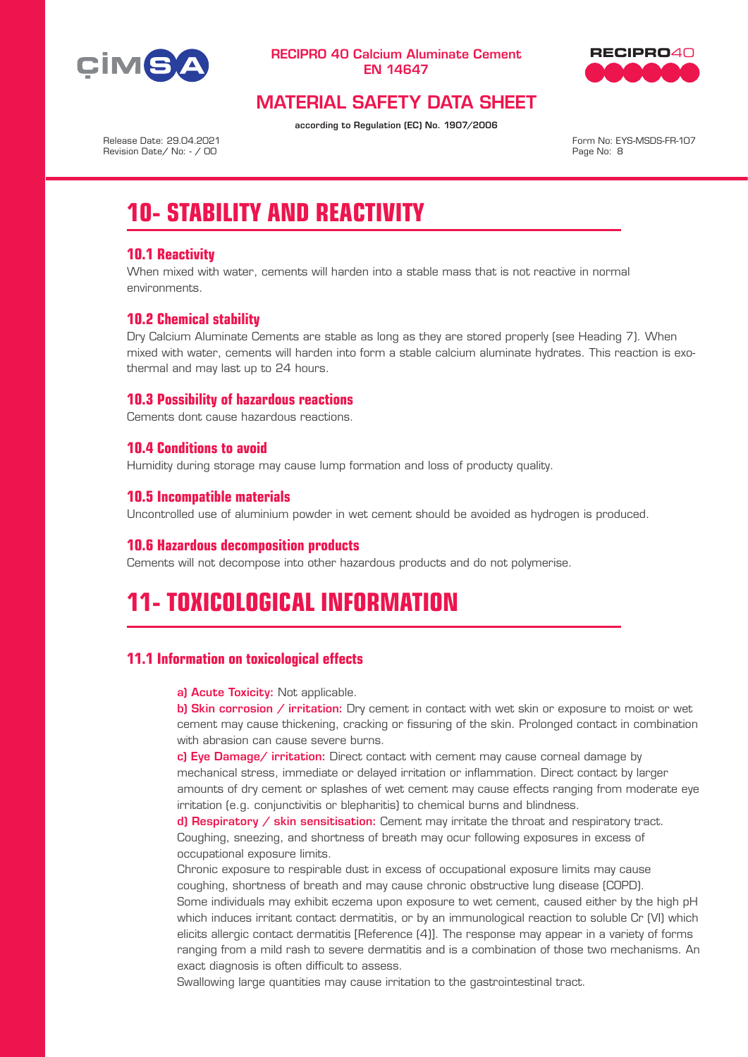# 10- STABILITY AND REACTIVITY

## 10.1 Reactivity

When mixed with water, cements will harden into a stable mass that is not reactive in normal environments.

## 10.2 Chemical stability

Dry Calcium Aluminate Cements are stable as long as they are stored properly (see Heading 7). When mixed with water, cements will harden into form a stable calcium aluminate hydrates. This reaction is exothermal and may last up to 24 hours.

## 10.3 Possibility of hazardous reactions

Cements dont cause hazardous reactions.

## 10.4 Conditions to avoid

Humidity during storage may cause lump formation and loss of producty quality.

## 10.5 Incompatible materials

Uncontrolled use of aluminium powder in wet cement should be avoided as hydrogen is produced.

## 10.6 Hazardous decomposition products

Cements will not decompose into other hazardous products and do not polymerise.

# 11- TOXICOLOGICAL INFORMATION

## 11.1 Information on toxicological effects

**a) Acute Toxicity:** Not applicable.

**b) Skin corrosion / irritation:** Dry cement in contact with wet skin or exposure to moist or wet cement may cause thickening, cracking or fissuring of the skin. Prolonged contact in combination with abrasion can cause severe burns.

**c) Eye Damage/ irritation:** Direct contact with cement may cause corneal damage by mechanical stress, immediate or delayed irritation or inflammation. Direct contact by larger amounts of dry cement or splashes of wet cement may cause effects ranging from moderate eye irritation (e.g. conjunctivitis or blepharitis) to chemical burns and blindness.

**d) Respiratory / skin sensitisation:** Cement may irritate the throat and respiratory tract. Coughing, sneezing, and shortness of breath may ocur following exposures in excess of occupational exposure limits.

Chronic exposure to respirable dust in excess of occupational exposure limits may cause coughing, shortness of breath and may cause chronic obstructive lung disease (COPD).

Some individuals may exhibit eczema upon exposure to wet cement, caused either by the high pH which induces irritant contact dermatitis, or by an immunological reaction to soluble Cr (VI) which elicits allergic contact dermatitis [Reference (4)]. The response may appear in a variety of forms ranging from a mild rash to severe dermatitis and is a combination of those two mechanisms. An exact diagnosis is often difficult to assess.

Swallowing large quantities may cause irritation to the gastrointestinal tract.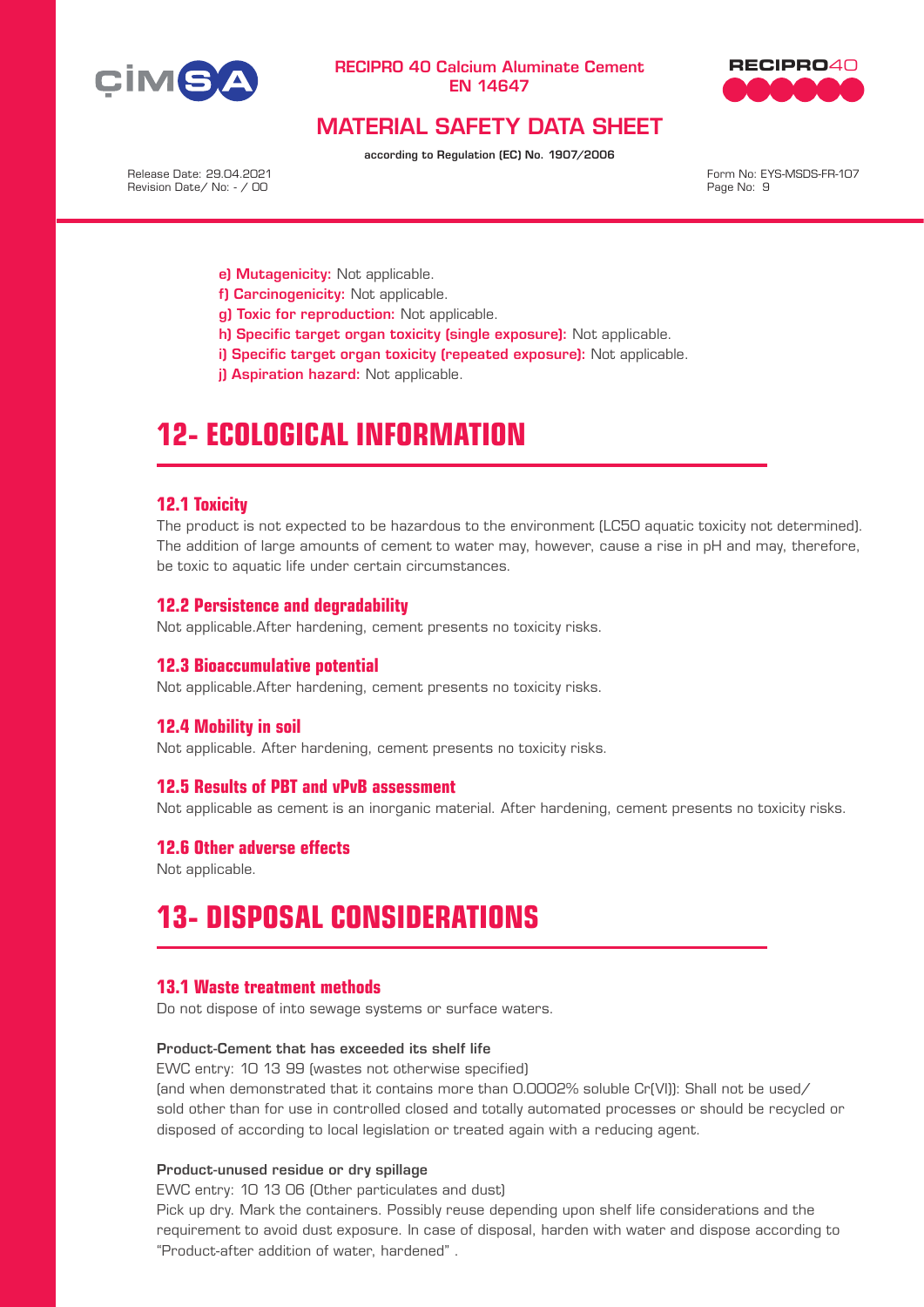**e) Mutagenicity:** Not applicable.

**f) Carcinogenicity:** Not applicable.

**g) Toxic for reproduction:** Not applicable.

**h) Specific target organ toxicity (single exposure):** Not applicable.

**i) Specific target organ toxicity (repeated exposure):** Not applicable.

**j) Aspiration hazard:** Not applicable.

# 12- ECOLOGICAL INFORMATION

### 12.1 Toxicity

The product is not expected to be hazardous to the environment (LC50 aquatic toxicity not determined). The addition of large amounts of cement to water may, however, cause a rise in pH and may, therefore, be toxic to aquatic life under certain circumstances.

### 12.2 Persistence and degradability

Not applicable.After hardening, cement presents no toxicity risks.

### 12.3 Bioaccumulative potential

Not applicable.After hardening, cement presents no toxicity risks.

### 12.4 Mobility in soil

Not applicable. After hardening, cement presents no toxicity risks.

### 12.5 Results of PBT and vPvB assessment

Not applicable as cement is an inorganic material. After hardening, cement presents no toxicity risks.

### 12.6 Other adverse effects

Not applicable.

# 13- DISPOSAL CONSIDERATIONS

### 13.1 Waste treatment methods

Do not dispose of into sewage systems or surface waters.

**Product-Cement that has exceeded its shelf life**

EWC entry: 10 13 99 (wastes not otherwise specified)

(and when demonstrated that it contains more than 0.0002% soluble Cr(VI)): Shall not be used/ sold other than for use in controlled closed and totally automated processes or should be recycled or disposed of according to local legislation or treated again with a reducing agent.

**Product-unused residue or dry spillage**

EWC entry: 10 13 06 (Other particulates and dust)

Pick up dry. Mark the containers. Possibly reuse depending upon shelf life considerations and the requirement to avoid dust exposure. In case of disposal, harden with water and dispose according to "Product-after addition of water, hardened" .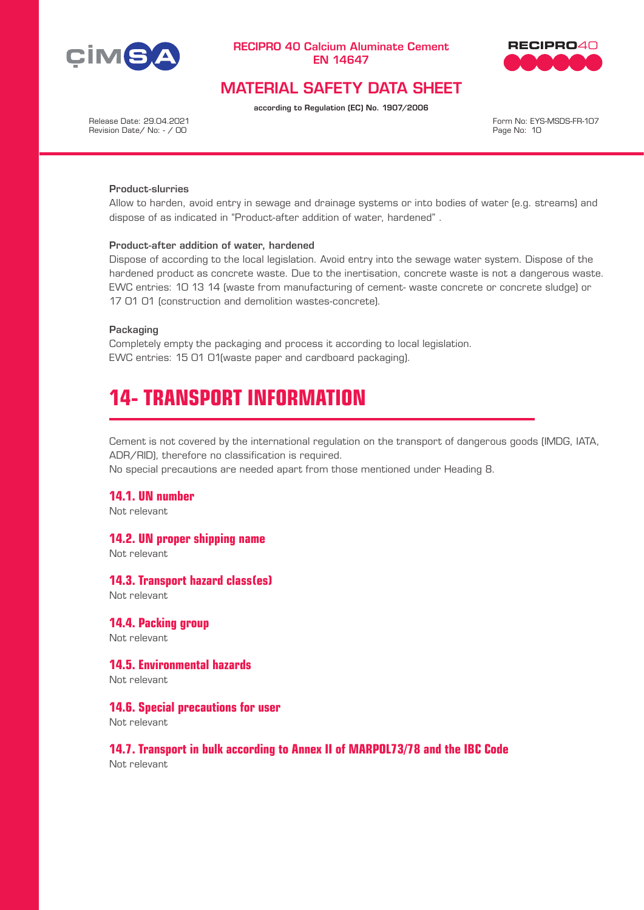**Product-slurries**

Allow to harden, avoid entry in sewage and drainage systems or into bodies of water (e.g. streams) and dispose of as indicated in "Product-after addition of water, hardened" .

**Product-after addition of water, hardened**

Dispose of according to the local legislation. Avoid entry into the sewage water system. Dispose of the hardened product as concrete waste. Due to the inertisation, concrete waste is not a dangerous waste. EWC entries: 10 13 14 (waste from manufacturing of cement- waste concrete or concrete sludge) or 17 01 01 (construction and demolition wastes-concrete).

**Packaging**

Completely empty the packaging and process it according to local legislation.
EWC entries: 15 01 01(waste paper and cardboard packaging).

# 14- TRANSPORT INFORMATION

Cement is not covered by the international regulation on the transport of dangerous goods (IMDG, IATA, ADR/RID), therefore no classification is required.
No special precautions are needed apart from those mentioned under Heading 8.

### 14.1. UN number

Not relevant

### 14.2. UN proper shipping name

Not relevant

### 14.3. Transport hazard class(es)

Not relevant

### 14.4. Packing group

Not relevant

### 14.5. Environmental hazards

Not relevant

### 14.6. Special precautions for user

Not relevant

### 14.7. Transport in bulk according to Annex II of MARPOL73/78 and the IBC Code

Not relevant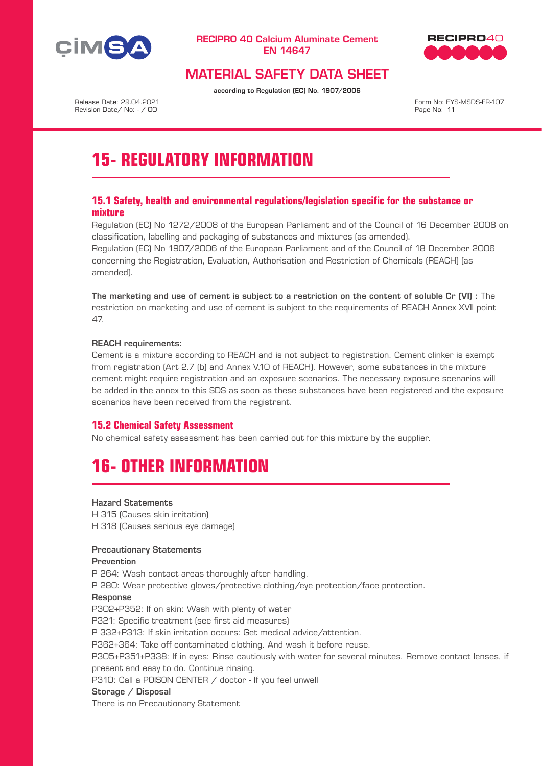# 15- REGULATORY INFORMATION

## 15.1 Safety, health and environmental regulations/legislation specific for the substance or mixture

Regulation (EC) No 1272/2008 of the European Parliament and of the Council of 16 December 2008 on classification, labelling and packaging of substances and mixtures (as amended).
Regulation (EC) No 1907/2006 of the European Parliament and of the Council of 18 December 2006 concerning the Registration, Evaluation, Authorisation and Restriction of Chemicals (REACH) (as amended).

**The marketing and use of cement is subject to a restriction on the content of soluble Cr (VI) :** The restriction on marketing and use of cement is subject to the requirements of REACH Annex XVII point 47.

**REACH requirements:**
Cement is a mixture according to REACH and is not subject to registration. Cement clinker is exempt from registration (Art 2.7 (b) and Annex V.10 of REACH). However, some substances in the mixture cement might require registration and an exposure scenarios. The necessary exposure scenarios will be added in the annex to this SDS as soon as these substances have been registered and the exposure scenarios have been received from the registrant.

## 15.2 Chemical Safety Assessment

No chemical safety assessment has been carried out for this mixture by the supplier.

# 16- OTHER INFORMATION

**Hazard Statements**
H 315 (Causes skin irritation)
H 318 (Causes serious eye damage)

**Precautionary Statements**
**Prevention**
P 264: Wash contact areas thoroughly after handling.
P 280: Wear protective gloves/protective clothing/eye protection/face protection.
**Response**
P302+P352: If on skin: Wash with plenty of water
P321: Specific treatment (see first aid measures)
P 332+P313: If skin irritation occurs: Get medical advice/attention.
P362+364: Take off contaminated clothing. And wash it before reuse.
P305+P351+P338: If in eyes: Rinse cautiously with water for several minutes. Remove contact lenses, if present and easy to do. Continue rinsing.
P310: Call a POISON CENTER / doctor - If you feel unwell
**Storage / Disposal**
There is no Precautionary Statement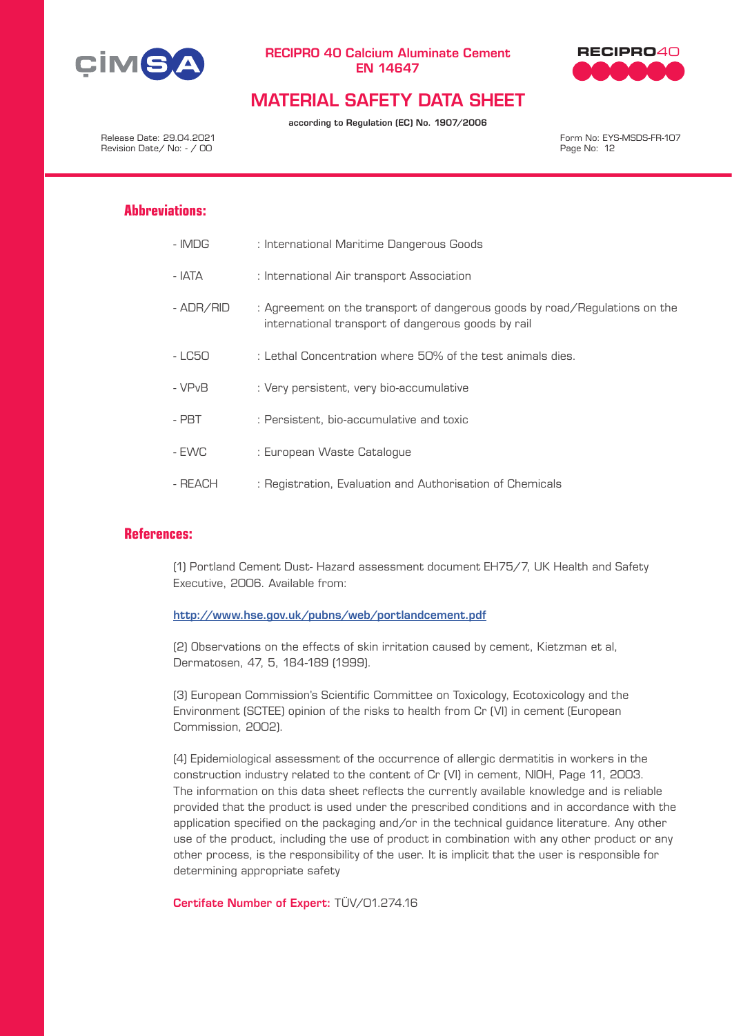## Abbreviations:

- IMDG : International Maritime Dangerous Goods
- IATA : International Air transport Association
- ADR/RID : Agreement on the transport of dangerous goods by road/Regulations on the international transport of dangerous goods by rail
- LC50 : Lethal Concentration where 50% of the test animals dies.
- VPvB : Very persistent, very bio-accumulative
- PBT : Persistent, bio-accumulative and toxic
- EWC : European Waste Catalogue
- REACH : Registration, Evaluation and Authorisation of Chemicals

## References:

(1) Portland Cement Dust- Hazard assessment document EH75/7, UK Health and Safety Executive, 2006. Available from:

http://www.hse.gov.uk/pubns/web/portlandcement.pdf

(2) Observations on the effects of skin irritation caused by cement, Kietzman et al, Dermatosen, 47, 5, 184-189 (1999).

(3) European Commission's Scientific Committee on Toxicology, Ecotoxicology and the Environment (SCTEE) opinion of the risks to health from Cr (VI) in cement (European Commission, 2002).

(4) Epidemiological assessment of the occurrence of allergic dermatitis in workers in the construction industry related to the content of Cr (VI) in cement, NIOH, Page 11, 2003. The information on this data sheet reflects the currently available knowledge and is reliable provided that the product is used under the prescribed conditions and in accordance with the application specified on the packaging and/or in the technical guidance literature. Any other use of the product, including the use of product in combination with any other product or any other process, is the responsibility of the user. It is implicit that the user is responsible for determining appropriate safety

**Certifate Number of Expert:** TÜV/01.274.16